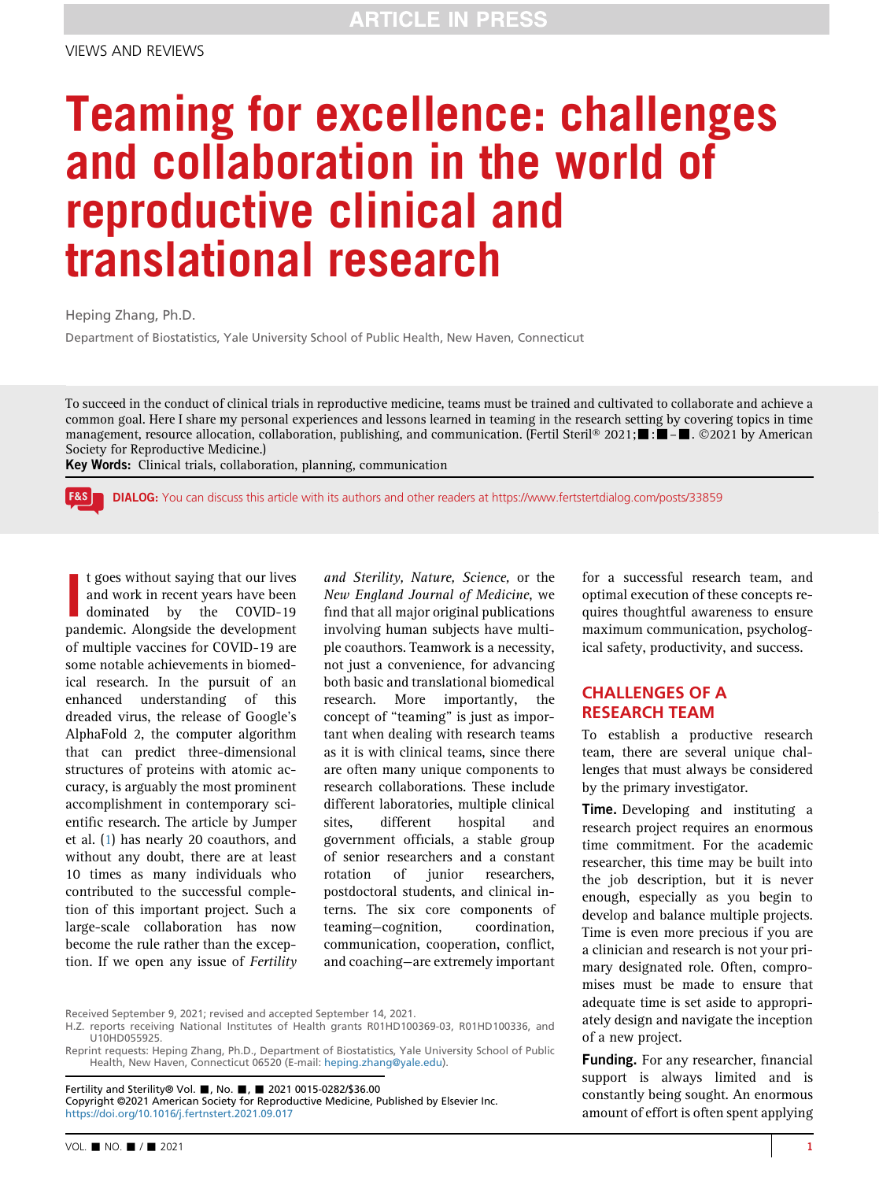VIEWS AND REVIEWS

# Teaming for excellence: challenges and collaboration in the world of reproductive clinical and translational research

Heping Zhang, Ph.D.

Department of Biostatistics, Yale University School of Public Health, New Haven, Connecticut

To succeed in the conduct of clinical trials in reproductive medicine, teams must be trained and cultivated to collaborate and achieve a common goal. Here I share my personal experiences and lessons learned in teaming in the research setting by covering topics in time management, resource allocation, collaboration, publishing, and communication. (Fertil Steril® 2021;■:■–■. ©2021 by American Society for Reproductive Medicine.)

**Key Words:** Clinical trials, collaboration, planning, communication

**DIALOG:** You can discuss this article with its authors and other readers at https://www.fertstertdialog.com/posts/33859

It goes without saying that our lives and work in recent years have been dominated by the COVID-19 pandemic. Alongside the development of multiple vaccines for COVID-19 are some notable achievements in biomedical research. In the pursuit of an enhanced understanding of this dreaded virus, the release of Google's AlphaFold 2, the computer algorithm that can predict three-dimensional structures of proteins with atomic accuracy, is arguably the most prominent accomplishment in contemporary scientific research. The article by Jumper et al. (1) has nearly 20 coauthors, and without any doubt, there are at least 10 times as many individuals who contributed to the successful completion of this important project. Such a large-scale collaboration has now become the rule rather than the exception. If we open any issue of *Fertility and Sterility, Nature, Science,* or the *New England Journal of Medicine*, we find that all major original publications involving human subjects have multiple coauthors. Teamwork is a necessity, not just a convenience, for advancing both basic and translational biomedical research. More importantly, the concept of "teaming" is just as important when dealing with research teams as it is with clinical teams, since there are often many unique components to research collaborations. These include different laboratories, multiple clinical sites, different hospital and government officials, a stable group of senior researchers and a constant rotation of junior researchers, postdoctoral students, and clinical interns. The six core components of teaming—cognition, coordination, communication, cooperation, conflict, and coaching—are extremely important for a successful research team, and optimal execution of these concepts requires thoughtful awareness to ensure maximum communication, psychological safety, productivity, and success.

## CHALLENGES OF A RESEARCH TEAM

To establish a productive research team, there are several unique challenges that must always be considered by the primary investigator.

**Time.** Developing and instituting a research project requires an enormous time commitment. For the academic researcher, this time may be built into the job description, but it is never enough, especially as you begin to develop and balance multiple projects. Time is even more precious if you are a clinician and research is not your primary designated role. Often, compromises must be made to ensure that adequate time is set aside to appropriately design and navigate the inception of a new project.

**Funding.** For any researcher, financial support is always limited and is constantly being sought. An enormous amount of effort is often spent applying

Received September 9, 2021; revised and accepted September 14, 2021.

H.Z. reports receiving National Institutes of Health grants R01HD100369-03, R01HD100336, and U10HD055925.

Reprint requests: Heping Zhang, Ph.D., Department of Biostatistics, Yale University School of Public Health, New Haven, Connecticut 06520 (E-mail: heping.zhang@yale.edu).

Fertility and Sterility® Vol. ■, No. ■, ■ 2021 0015-0282/$36.00
Copyright ©2021 American Society for Reproductive Medicine, Published by Elsevier Inc.
https://doi.org/10.1016/j.fertnstert.2021.09.017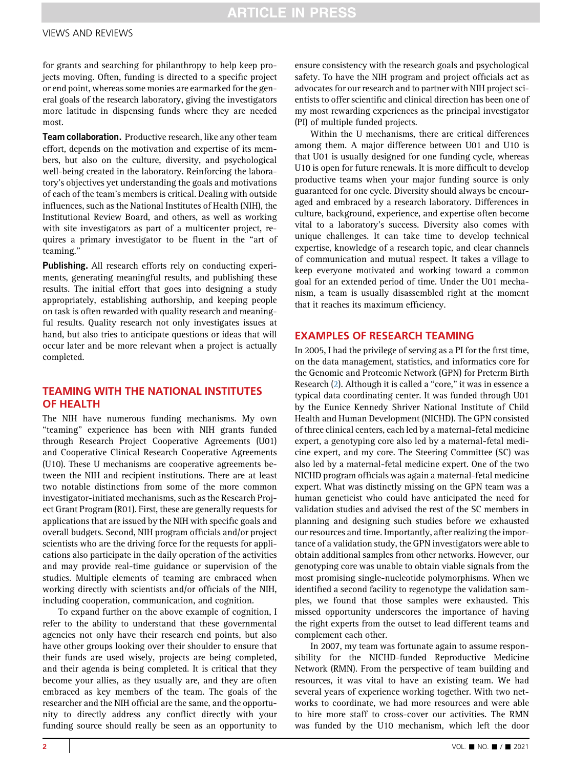for grants and searching for philanthropy to help keep projects moving. Often, funding is directed to a specific project or end point, whereas some monies are earmarked for the general goals of the research laboratory, giving the investigators more latitude in dispensing funds where they are needed most.

**Team collaboration.** Productive research, like any other team effort, depends on the motivation and expertise of its members, but also on the culture, diversity, and psychological well-being created in the laboratory. Reinforcing the laboratory's objectives yet understanding the goals and motivations of each of the team's members is critical. Dealing with outside influences, such as the National Institutes of Health (NIH), the Institutional Review Board, and others, as well as working with site investigators as part of a multicenter project, requires a primary investigator to be fluent in the "art of teaming."

**Publishing.** All research efforts rely on conducting experiments, generating meaningful results, and publishing these results. The initial effort that goes into designing a study appropriately, establishing authorship, and keeping people on task is often rewarded with quality research and meaningful results. Quality research not only investigates issues at hand, but also tries to anticipate questions or ideas that will occur later and be more relevant when a project is actually completed.

## TEAMING WITH THE NATIONAL INSTITUTES OF HEALTH

The NIH have numerous funding mechanisms. My own "teaming" experience has been with NIH grants funded through Research Project Cooperative Agreements (U01) and Cooperative Clinical Research Cooperative Agreements (U10). These U mechanisms are cooperative agreements between the NIH and recipient institutions. There are at least two notable distinctions from some of the more common investigator-initiated mechanisms, such as the Research Project Grant Program (R01). First, these are generally requests for applications that are issued by the NIH with specific goals and overall budgets. Second, NIH program officials and/or project scientists who are the driving force for the requests for applications also participate in the daily operation of the activities and may provide real-time guidance or supervision of the studies. Multiple elements of teaming are embraced when working directly with scientists and/or officials of the NIH, including cooperation, communication, and cognition.

To expand further on the above example of cognition, I refer to the ability to understand that these governmental agencies not only have their research end points, but also have other groups looking over their shoulder to ensure that their funds are used wisely, projects are being completed, and their agenda is being completed. It is critical that they become your allies, as they usually are, and they are often embraced as key members of the team. The goals of the researcher and the NIH official are the same, and the opportunity to directly address any conflict directly with your funding source should really be seen as an opportunity to ensure consistency with the research goals and psychological safety. To have the NIH program and project officials act as advocates for our research and to partner with NIH project scientists to offer scientific and clinical direction has been one of my most rewarding experiences as the principal investigator (PI) of multiple funded projects.

Within the U mechanisms, there are critical differences among them. A major difference between U01 and U10 is that U01 is usually designed for one funding cycle, whereas U10 is open for future renewals. It is more difficult to develop productive teams when your major funding source is only guaranteed for one cycle. Diversity should always be encouraged and embraced by a research laboratory. Differences in culture, background, experience, and expertise often become vital to a laboratory's success. Diversity also comes with unique challenges. It can take time to develop technical expertise, knowledge of a research topic, and clear channels of communication and mutual respect. It takes a village to keep everyone motivated and working toward a common goal for an extended period of time. Under the U01 mechanism, a team is usually disassembled right at the moment that it reaches its maximum efficiency.

## EXAMPLES OF RESEARCH TEAMING

In 2005, I had the privilege of serving as a PI for the first time, on the data management, statistics, and informatics core for the Genomic and Proteomic Network (GPN) for Preterm Birth Research (2). Although it is called a "core," it was in essence a typical data coordinating center. It was funded through U01 by the Eunice Kennedy Shriver National Institute of Child Health and Human Development (NICHD). The GPN consisted of three clinical centers, each led by a maternal-fetal medicine expert, a genotyping core also led by a maternal-fetal medicine expert, and my core. The Steering Committee (SC) was also led by a maternal-fetal medicine expert. One of the two NICHD program officials was again a maternal-fetal medicine expert. What was distinctly missing on the GPN team was a human geneticist who could have anticipated the need for validation studies and advised the rest of the SC members in planning and designing such studies before we exhausted our resources and time. Importantly, after realizing the importance of a validation study, the GPN investigators were able to obtain additional samples from other networks. However, our genotyping core was unable to obtain viable signals from the most promising single-nucleotide polymorphisms. When we identified a second facility to regenotype the validation samples, we found that those samples were exhausted. This missed opportunity underscores the importance of having the right experts from the outset to lead different teams and complement each other.

In 2007, my team was fortunate again to assume responsibility for the NICHD-funded Reproductive Medicine Network (RMN). From the perspective of team building and resources, it was vital to have an existing team. We had several years of experience working together. With two networks to coordinate, we had more resources and were able to hire more staff to cross-cover our activities. The RMN was funded by the U10 mechanism, which left the door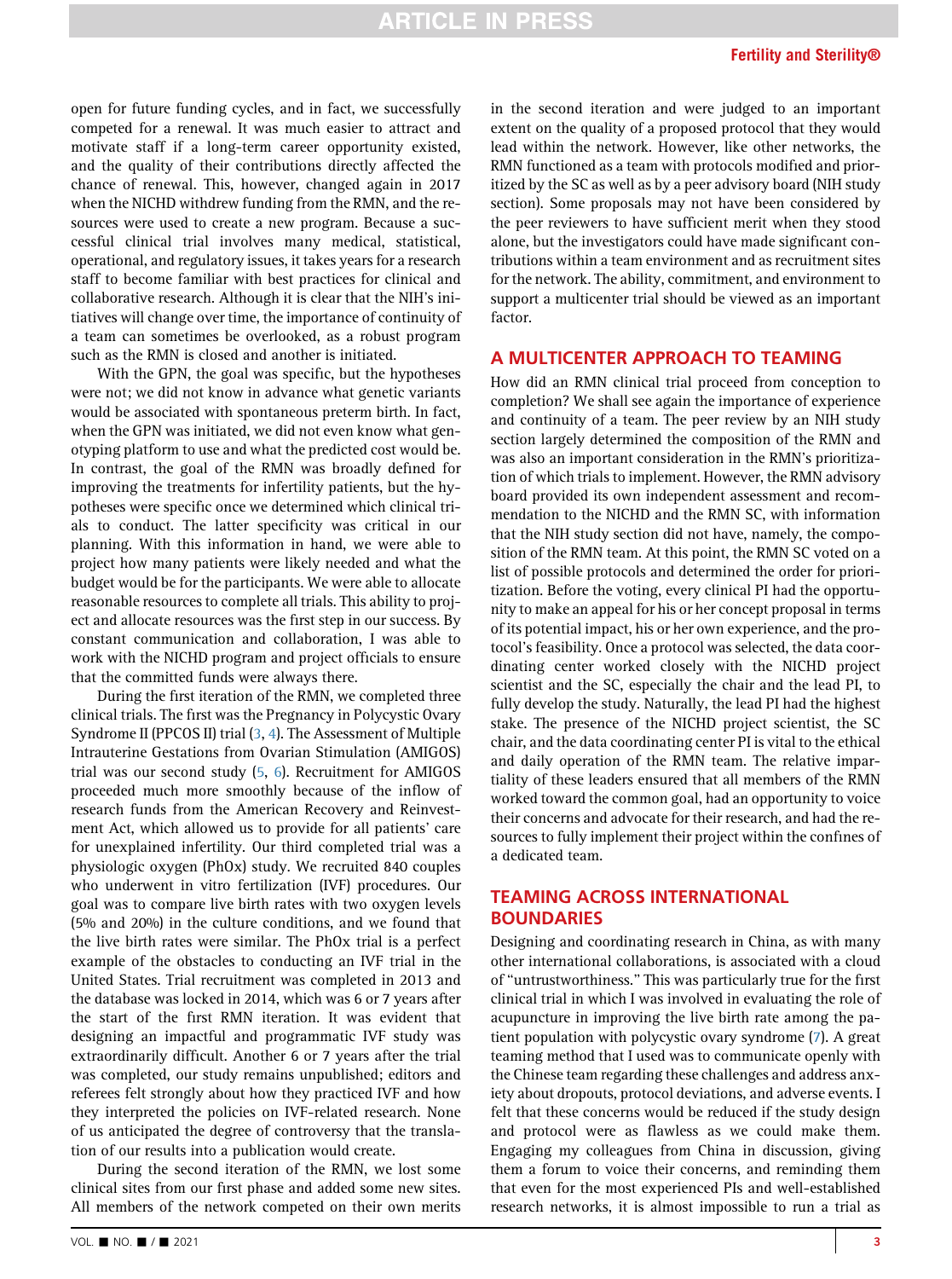open for future funding cycles, and in fact, we successfully competed for a renewal. It was much easier to attract and motivate staff if a long-term career opportunity existed, and the quality of their contributions directly affected the chance of renewal. This, however, changed again in 2017 when the NICHD withdrew funding from the RMN, and the resources were used to create a new program. Because a successful clinical trial involves many medical, statistical, operational, and regulatory issues, it takes years for a research staff to become familiar with best practices for clinical and collaborative research. Although it is clear that the NIH's initiatives will change over time, the importance of continuity of a team can sometimes be overlooked, as a robust program such as the RMN is closed and another is initiated.

With the GPN, the goal was specific, but the hypotheses were not; we did not know in advance what genetic variants would be associated with spontaneous preterm birth. In fact, when the GPN was initiated, we did not even know what genotyping platform to use and what the predicted cost would be. In contrast, the goal of the RMN was broadly defined for improving the treatments for infertility patients, but the hypotheses were specific once we determined which clinical trials to conduct. The latter specificity was critical in our planning. With this information in hand, we were able to project how many patients were likely needed and what the budget would be for the participants. We were able to allocate reasonable resources to complete all trials. This ability to project and allocate resources was the first step in our success. By constant communication and collaboration, I was able to work with the NICHD program and project officials to ensure that the committed funds were always there.

During the first iteration of the RMN, we completed three clinical trials. The first was the Pregnancy in Polycystic Ovary Syndrome II (PPCOS II) trial (3, 4). The Assessment of Multiple Intrauterine Gestations from Ovarian Stimulation (AMIGOS) trial was our second study (5, 6). Recruitment for AMIGOS proceeded much more smoothly because of the inflow of research funds from the American Recovery and Reinvestment Act, which allowed us to provide for all patients' care for unexplained infertility. Our third completed trial was a physiologic oxygen (PhOx) study. We recruited 840 couples who underwent in vitro fertilization (IVF) procedures. Our goal was to compare live birth rates with two oxygen levels (5% and 20%) in the culture conditions, and we found that the live birth rates were similar. The PhOx trial is a perfect example of the obstacles to conducting an IVF trial in the United States. Trial recruitment was completed in 2013 and the database was locked in 2014, which was 6 or 7 years after the start of the first RMN iteration. It was evident that designing an impactful and programmatic IVF study was extraordinarily difficult. Another 6 or 7 years after the trial was completed, our study remains unpublished; editors and referees felt strongly about how they practiced IVF and how they interpreted the policies on IVF-related research. None of us anticipated the degree of controversy that the translation of our results into a publication would create.

During the second iteration of the RMN, we lost some clinical sites from our first phase and added some new sites. All members of the network competed on their own merits in the second iteration and were judged to an important extent on the quality of a proposed protocol that they would lead within the network. However, like other networks, the RMN functioned as a team with protocols modified and prioritized by the SC as well as by a peer advisory board (NIH study section). Some proposals may not have been considered by the peer reviewers to have sufficient merit when they stood alone, but the investigators could have made significant contributions within a team environment and as recruitment sites for the network. The ability, commitment, and environment to support a multicenter trial should be viewed as an important factor.

## A MULTICENTER APPROACH TO TEAMING

How did an RMN clinical trial proceed from conception to completion? We shall see again the importance of experience and continuity of a team. The peer review by an NIH study section largely determined the composition of the RMN and was also an important consideration in the RMN's prioritization of which trials to implement. However, the RMN advisory board provided its own independent assessment and recommendation to the NICHD and the RMN SC, with information that the NIH study section did not have, namely, the composition of the RMN team. At this point, the RMN SC voted on a list of possible protocols and determined the order for prioritization. Before the voting, every clinical PI had the opportunity to make an appeal for his or her concept proposal in terms of its potential impact, his or her own experience, and the protocol's feasibility. Once a protocol was selected, the data coordinating center worked closely with the NICHD project scientist and the SC, especially the chair and the lead PI, to fully develop the study. Naturally, the lead PI had the highest stake. The presence of the NICHD project scientist, the SC chair, and the data coordinating center PI is vital to the ethical and daily operation of the RMN team. The relative impartiality of these leaders ensured that all members of the RMN worked toward the common goal, had an opportunity to voice their concerns and advocate for their research, and had the resources to fully implement their project within the confines of a dedicated team.

## TEAMING ACROSS INTERNATIONAL BOUNDARIES

Designing and coordinating research in China, as with many other international collaborations, is associated with a cloud of "untrustworthiness." This was particularly true for the first clinical trial in which I was involved in evaluating the role of acupuncture in improving the live birth rate among the patient population with polycystic ovary syndrome (7). A great teaming method that I used was to communicate openly with the Chinese team regarding these challenges and address anxiety about dropouts, protocol deviations, and adverse events. I felt that these concerns would be reduced if the study design and protocol were as flawless as we could make them. Engaging my colleagues from China in discussion, giving them a forum to voice their concerns, and reminding them that even for the most experienced PIs and well-established research networks, it is almost impossible to run a trial as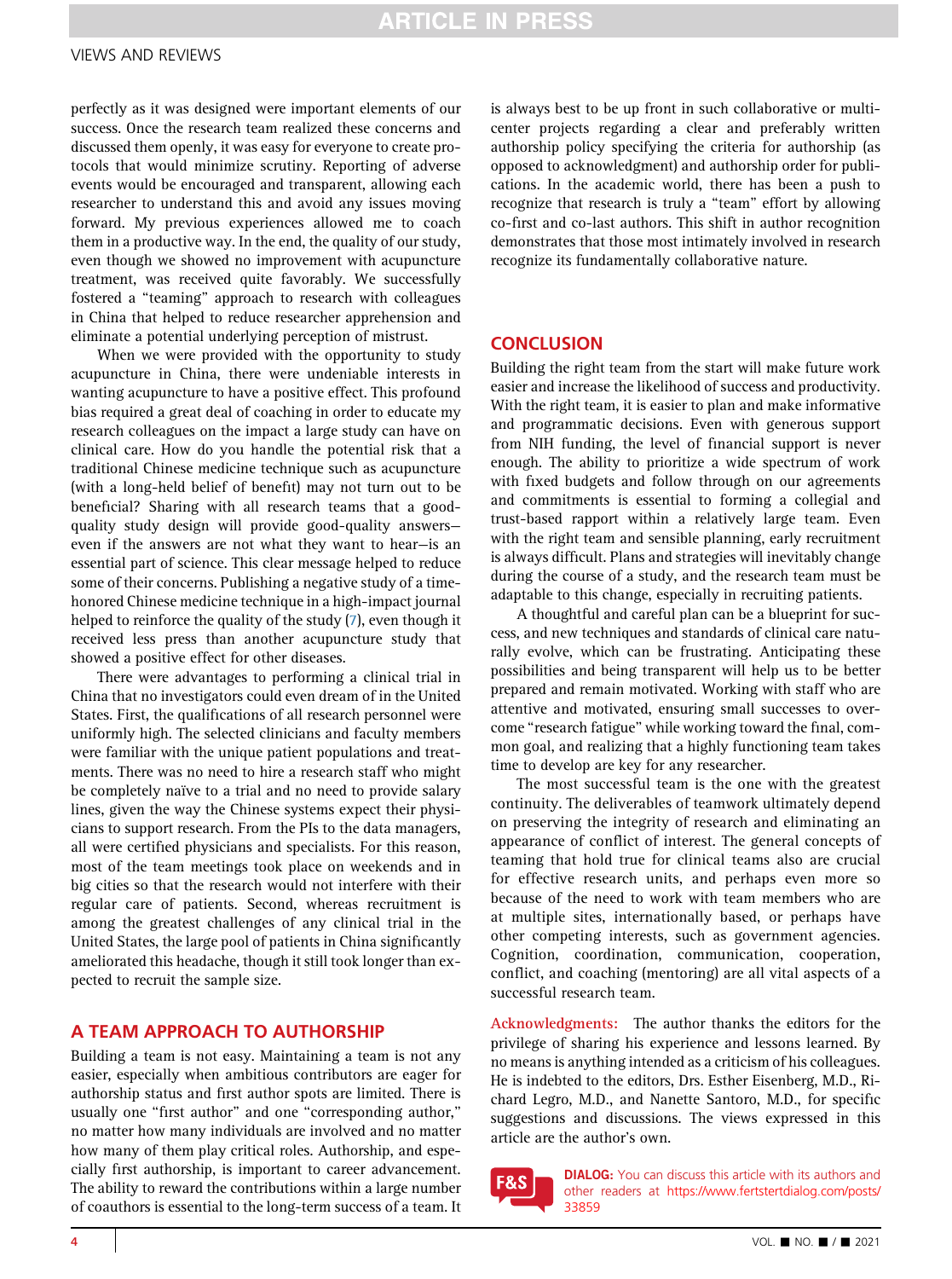perfectly as it was designed were important elements of our success. Once the research team realized these concerns and discussed them openly, it was easy for everyone to create protocols that would minimize scrutiny. Reporting of adverse events would be encouraged and transparent, allowing each researcher to understand this and avoid any issues moving forward. My previous experiences allowed me to coach them in a productive way. In the end, the quality of our study, even though we showed no improvement with acupuncture treatment, was received quite favorably. We successfully fostered a "teaming" approach to research with colleagues in China that helped to reduce researcher apprehension and eliminate a potential underlying perception of mistrust.

When we were provided with the opportunity to study acupuncture in China, there were undeniable interests in wanting acupuncture to have a positive effect. This profound bias required a great deal of coaching in order to educate my research colleagues on the impact a large study can have on clinical care. How do you handle the potential risk that a traditional Chinese medicine technique such as acupuncture (with a long-held belief of benefit) may not turn out to be beneficial? Sharing with all research teams that a good-quality study design will provide good-quality answers—even if the answers are not what they want to hear—is an essential part of science. This clear message helped to reduce some of their concerns. Publishing a negative study of a time-honored Chinese medicine technique in a high-impact journal helped to reinforce the quality of the study (7), even though it received less press than another acupuncture study that showed a positive effect for other diseases.

There were advantages to performing a clinical trial in China that no investigators could even dream of in the United States. First, the qualifications of all research personnel were uniformly high. The selected clinicians and faculty members were familiar with the unique patient populations and treatments. There was no need to hire a research staff who might be completely naïve to a trial and no need to provide salary lines, given the way the Chinese systems expect their physicians to support research. From the PIs to the data managers, all were certified physicians and specialists. For this reason, most of the team meetings took place on weekends and in big cities so that the research would not interfere with their regular care of patients. Second, whereas recruitment is among the greatest challenges of any clinical trial in the United States, the large pool of patients in China significantly ameliorated this headache, though it still took longer than expected to recruit the sample size.

## A TEAM APPROACH TO AUTHORSHIP

Building a team is not easy. Maintaining a team is not any easier, especially when ambitious contributors are eager for authorship status and first author spots are limited. There is usually one "first author" and one "corresponding author," no matter how many individuals are involved and no matter how many of them play critical roles. Authorship, and especially first authorship, is important to career advancement. The ability to reward the contributions within a large number of coauthors is essential to the long-term success of a team. It is always best to be up front in such collaborative or multicenter projects regarding a clear and preferably written authorship policy specifying the criteria for authorship (as opposed to acknowledgment) and authorship order for publications. In the academic world, there has been a push to recognize that research is truly a "team" effort by allowing co-first and co-last authors. This shift in author recognition demonstrates that those most intimately involved in research recognize its fundamentally collaborative nature.

## CONCLUSION

Building the right team from the start will make future work easier and increase the likelihood of success and productivity. With the right team, it is easier to plan and make informative and programmatic decisions. Even with generous support from NIH funding, the level of financial support is never enough. The ability to prioritize a wide spectrum of work with fixed budgets and follow through on our agreements and commitments is essential to forming a collegial and trust-based rapport within a relatively large team. Even with the right team and sensible planning, early recruitment is always difficult. Plans and strategies will inevitably change during the course of a study, and the research team must be adaptable to this change, especially in recruiting patients.

A thoughtful and careful plan can be a blueprint for success, and new techniques and standards of clinical care naturally evolve, which can be frustrating. Anticipating these possibilities and being transparent will help us to be better prepared and remain motivated. Working with staff who are attentive and motivated, ensuring small successes to overcome "research fatigue" while working toward the final, common goal, and realizing that a highly functioning team takes time to develop are key for any researcher.

The most successful team is the one with the greatest continuity. The deliverables of teamwork ultimately depend on preserving the integrity of research and eliminating an appearance of conflict of interest. The general concepts of teaming that hold true for clinical teams also are crucial for effective research units, and perhaps even more so because of the need to work with team members who are at multiple sites, internationally based, or perhaps have other competing interests, such as government agencies. Cognition, coordination, communication, cooperation, conflict, and coaching (mentoring) are all vital aspects of a successful research team.

**Acknowledgments:** The author thanks the editors for the privilege of sharing his experience and lessons learned. By no means is anything intended as a criticism of his colleagues. He is indebted to the editors, Drs. Esther Eisenberg, M.D., Richard Legro, M.D., and Nanette Santoro, M.D., for specific suggestions and discussions. The views expressed in this article are the author's own.

**DIALOG:** You can discuss this article with its authors and other readers at https://www.fertstertdialog.com/posts/33859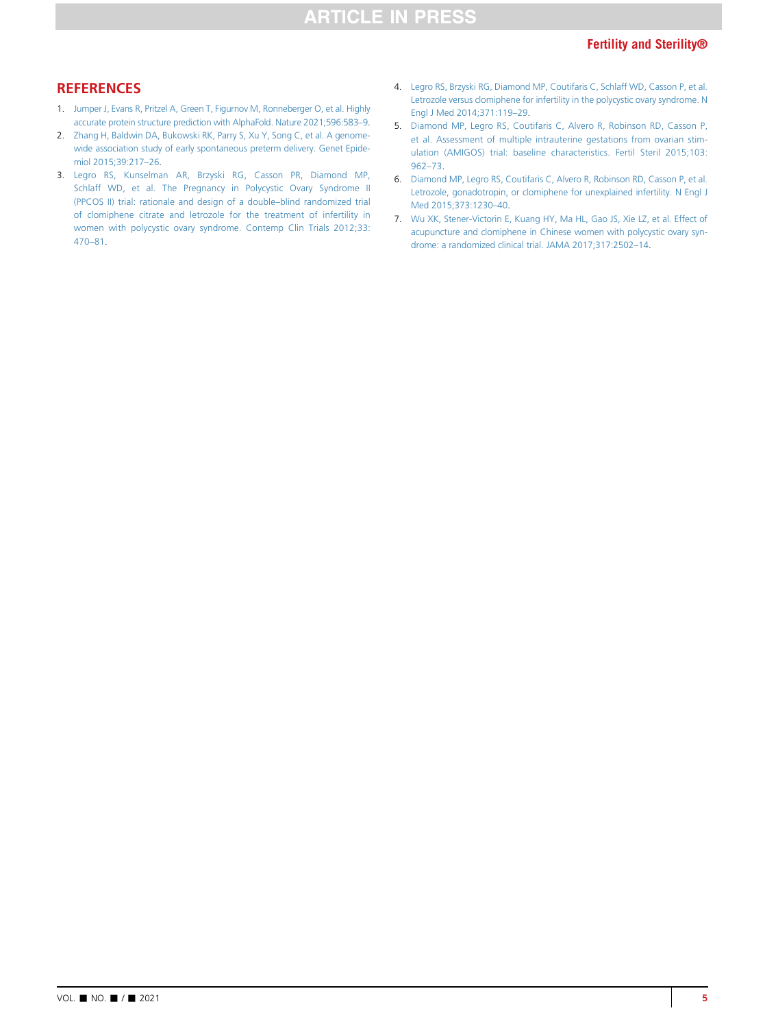## REFERENCES

1. Jumper J, Evans R, Pritzel A, Green T, Figurnov M, Ronneberger O, et al. Highly accurate protein structure prediction with AlphaFold. Nature 2021;596:583–9.
2. Zhang H, Baldwin DA, Bukowski RK, Parry S, Xu Y, Song C, et al. A genome-wide association study of early spontaneous preterm delivery. Genet Epidemiol 2015;39:217–26.
3. Legro RS, Kunselman AR, Brzyski RG, Casson PR, Diamond MP, Schlaff WD, et al. The Pregnancy in Polycystic Ovary Syndrome II (PPCOS II) trial: rationale and design of a double–blind randomized trial of clomiphene citrate and letrozole for the treatment of infertility in women with polycystic ovary syndrome. Contemp Clin Trials 2012;33:470–81.
4. Legro RS, Brzyski RG, Diamond MP, Coutifaris C, Schlaff WD, Casson P, et al. Letrozole versus clomiphene for infertility in the polycystic ovary syndrome. N Engl J Med 2014;371:119–29.
5. Diamond MP, Legro RS, Coutifaris C, Alvero R, Robinson RD, Casson P, et al. Assessment of multiple intrauterine gestations from ovarian stimulation (AMIGOS) trial: baseline characteristics. Fertil Steril 2015;103:962–73.
6. Diamond MP, Legro RS, Coutifaris C, Alvero R, Robinson RD, Casson P, et al. Letrozole, gonadotropin, or clomiphene for unexplained infertility. N Engl J Med 2015;373:1230–40.
7. Wu XK, Stener-Victorin E, Kuang HY, Ma HL, Gao JS, Xie LZ, et al. Effect of acupuncture and clomiphene in Chinese women with polycystic ovary syndrome: a randomized clinical trial. JAMA 2017;317:2502–14.